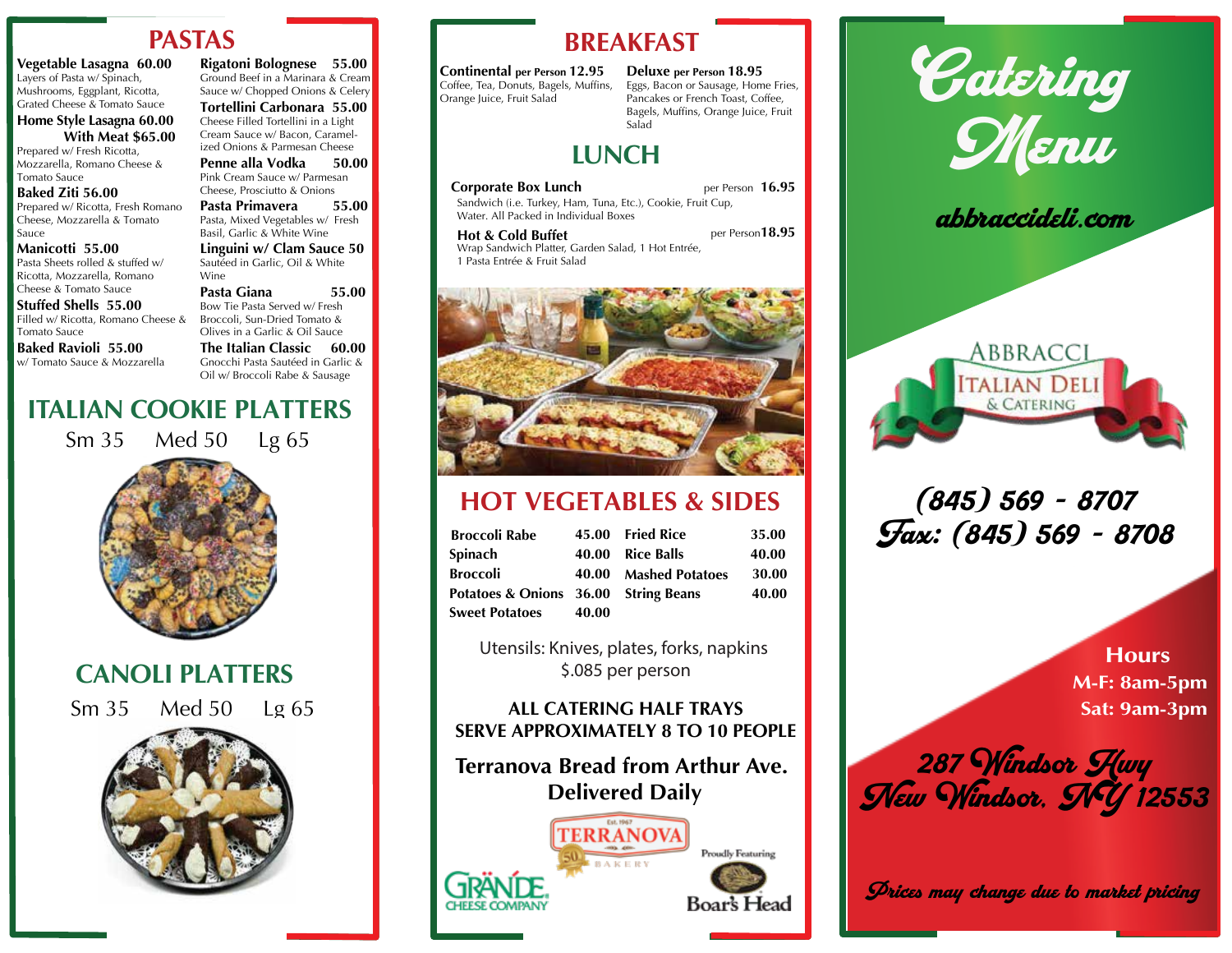## PASTAS

**Vegetable Lasagna 60.00**
Layers of Pasta w/ Spinach, Mushrooms, Eggplant, Ricotta, Grated Cheese & Tomato Sauce

**Home Style Lasagna 60.00 With Meat $65.00**
Prepared w/ Fresh Ricotta, Mozzarella, Romano Cheese & Tomato Sauce

**Baked Ziti 56.00**
Prepared w/ Ricotta, Fresh Romano Cheese, Mozzarella & Tomato Sauce

**Manicotti 55.00**
Pasta Sheets rolled & stuffed w/ Ricotta, Mozzarella, Romano Cheese & Tomato Sauce

**Stuffed Shells 55.00**
Filled w/ Ricotta, Romano Cheese & Tomato Sauce

**Baked Ravioli 55.00**
w/ Tomato Sauce & Mozzarella

**Rigatoni Bolognese 55.00**
Ground Beef in a Marinara & Cream Sauce w/ Chopped Onions & Celery

**Tortellini Carbonara 55.00**
Cheese Filled Tortellini in a Light Cream Sauce w/ Bacon, Caramelized Onions & Parmesan Cheese

**Penne alla Vodka 50.00**
Pink Cream Sauce w/ Parmesan Cheese, Prosciutto & Onions

**Pasta Primavera 55.00**
Pasta, Mixed Vegetables w/ Fresh Basil, Garlic & White Wine

**Linguini w/ Clam Sauce 50**
Sautéed in Garlic, Oil & White Wine

**Pasta Giana 55.00**
Bow Tie Pasta Served w/ Fresh Broccoli, Sun-Dried Tomato & Olives in a Garlic & Oil Sauce

**The Italian Classic 60.00**
Gnocchi Pasta Sautéed in Garlic & Oil w/ Broccoli Rabe & Sausage

## ITALIAN COOKIE PLATTERS

Sm 35 Med 50 Lg 65

## CANOLI PLATTERS

Sm 35 Med 50 Lg 65

## BREAKFAST

**Continental** per Person **12.95**
Coffee, Tea, Donuts, Bagels, Muffins, Orange Juice, Fruit Salad

**Deluxe** per Person **18.95**
Eggs, Bacon or Sausage, Home Fries, Pancakes or French Toast, Coffee, Bagels, Muffins, Orange Juice, Fruit Salad

## LUNCH

**Corporate Box Lunch** per Person **16.95**
Sandwich (i.e. Turkey, Ham, Tuna, Etc.), Cookie, Fruit Cup, Water. All Packed in Individual Boxes

**Hot & Cold Buffet** per Person **18.95**
Wrap Sandwich Platter, Garden Salad, 1 Hot Entrée, 1 Pasta Entrée & Fruit Salad

## HOT VEGETABLES & SIDES

| Item | Price | Item | Price |
|---|---|---|---|
| Broccoli Rabe | 45.00 | Fried Rice | 35.00 |
| Spinach | 40.00 | Rice Balls | 40.00 |
| Broccoli | 40.00 | Mashed Potatoes | 30.00 |
| Potatoes & Onions | 36.00 | String Beans | 40.00 |
| Sweet Potatoes | 40.00 | | |

Utensils: Knives, plates, forks, napkins
$.085 per person

**ALL CATERING HALF TRAYS SERVE APPROXIMATELY 8 TO 10 PEOPLE**

**Terranova Bread from Arthur Ave. Delivered Daily**

Est. 1967 TERRANOVA BAKERY

GRÄNDE CHEESE COMPANY

Proudly Featuring Boar's Head

# Catering Menu

abbraccideli.com

ABBRACCI ITALIAN DELI & CATERING

(845) 569 - 8707
Fax: (845) 569 - 8708

**Hours**
**M-F: 8am-5pm**
**Sat: 9am-3pm**

287 Windsor Hwy
New Windsor, NY 12553

*Prices may change due to market pricing*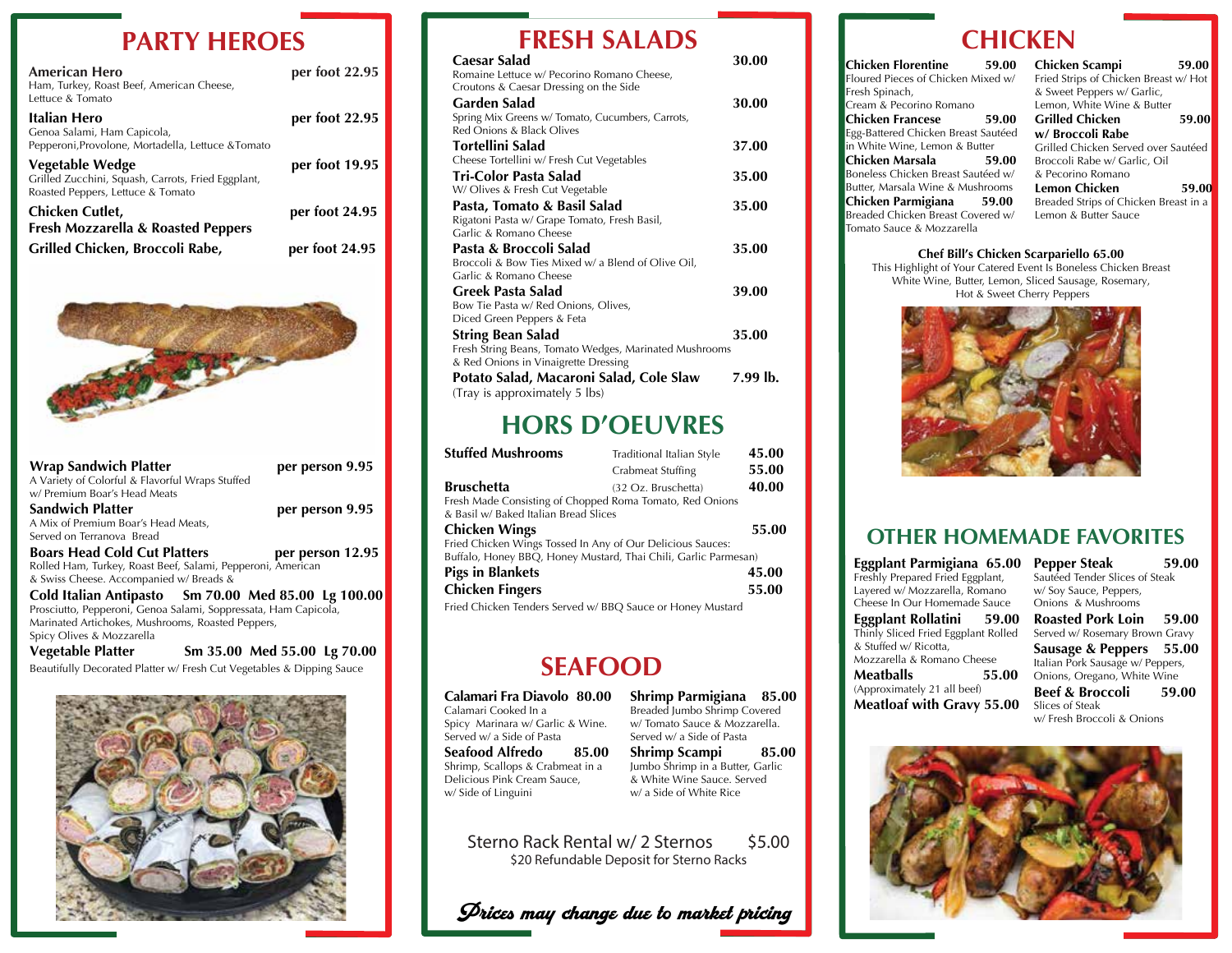# PARTY HEROES

**American Hero** per foot 22.95
Ham, Turkey, Roast Beef, American Cheese, Lettuce & Tomato

**Italian Hero** per foot 22.95
Genoa Salami, Ham Capicola, Pepperoni,Provolone, Mortadella, Lettuce &Tomato

**Vegetable Wedge** per foot 19.95
Grilled Zucchini, Squash, Carrots, Fried Eggplant, Roasted Peppers, Lettuce & Tomato

**Chicken Cutlet, Fresh Mozzarella & Roasted Peppers** per foot 24.95

**Grilled Chicken, Broccoli Rabe,** per foot 24.95

**Wrap Sandwich Platter** per person 9.95
A Variety of Colorful & Flavorful Wraps Stuffed w/ Premium Boar's Head Meats

**Sandwich Platter** per person 9.95
A Mix of Premium Boar's Head Meats, Served on Terranova Bread

**Boars Head Cold Cut Platters** per person 12.95
Rolled Ham, Turkey, Roast Beef, Salami, Pepperoni, American & Swiss Cheese. Accompanied w/ Breads &

**Cold Italian Antipasto** Sm 70.00 Med 85.00 Lg 100.00
Prosciutto, Pepperoni, Genoa Salami, Soppressata, Ham Capicola, Marinated Artichokes, Mushrooms, Roasted Peppers, Spicy Olives & Mozzarella

**Vegetable Platter** Sm 35.00 Med 55.00 Lg 70.00
Beautifully Decorated Platter w/ Fresh Cut Vegetables & Dipping Sauce

# FRESH SALADS

**Caesar Salad** 30.00
Romaine Lettuce w/ Pecorino Romano Cheese, Croutons & Caesar Dressing on the Side

**Garden Salad** 30.00
Spring Mix Greens w/ Tomato, Cucumbers, Carrots, Red Onions & Black Olives

**Tortellini Salad** 37.00
Cheese Tortellini w/ Fresh Cut Vegetables

**Tri-Color Pasta Salad** 35.00
W/ Olives & Fresh Cut Vegetable

**Pasta, Tomato & Basil Salad** 35.00
Rigatoni Pasta w/ Grape Tomato, Fresh Basil, Garlic & Romano Cheese

**Pasta & Broccoli Salad** 35.00
Broccoli & Bow Ties Mixed w/ a Blend of Olive Oil, Garlic & Romano Cheese

**Greek Pasta Salad** 39.00
Bow Tie Pasta w/ Red Onions, Olives, Diced Green Peppers & Feta

**String Bean Salad** 35.00
Fresh String Beans, Tomato Wedges, Marinated Mushrooms & Red Onions in Vinaigrette Dressing

**Potato Salad, Macaroni Salad, Cole Slaw** 7.99 lb.
(Tray is approximately 5 lbs)

# HORS D'OEUVRES

**Stuffed Mushrooms** Traditional Italian Style 45.00
Crabmeat Stuffing 55.00

**Bruschetta** (32 Oz. Bruschetta) 40.00
Fresh Made Consisting of Chopped Roma Tomato, Red Onions & Basil w/ Baked Italian Bread Slices

**Chicken Wings** 55.00
Fried Chicken Wings Tossed In Any of Our Delicious Sauces: Buffalo, Honey BBQ, Honey Mustard, Thai Chili, Garlic Parmesan)

**Pigs in Blankets** 45.00

**Chicken Fingers** 55.00
Fried Chicken Tenders Served w/ BBQ Sauce or Honey Mustard

# SEAFOOD

**Calamari Fra Diavolo** 80.00
Calamari Cooked In a Spicy Marinara w/ Garlic & Wine. Served w/ a Side of Pasta

**Seafood Alfredo** 85.00
Shrimp, Scallops & Crabmeat in a Delicious Pink Cream Sauce, w/ Side of Linguini

**Shrimp Parmigiana** 85.00
Breaded Jumbo Shrimp Covered w/ Tomato Sauce & Mozzarella. Served w/ a Side of Pasta

**Shrimp Scampi** 85.00
Jumbo Shrimp in a Butter, Garlic & White Wine Sauce. Served w/ a Side of White Rice

Sterno Rack Rental w/ 2 Sternos $5.00
$20 Refundable Deposit for Sterno Racks

*Prices may change due to market pricing*

# CHICKEN

**Chicken Florentine** 59.00
Floured Pieces of Chicken Mixed w/ Fresh Spinach, Cream & Pecorino Romano

**Chicken Francese** 59.00
Egg-Battered Chicken Breast Sautéed in White Wine, Lemon & Butter

**Chicken Marsala** 59.00
Boneless Chicken Breast Sautéed w/ Butter, Marsala Wine & Mushrooms

**Chicken Parmigiana** 59.00
Breaded Chicken Breast Covered w/ Tomato Sauce & Mozzarella

**Chicken Scampi** 59.00
Fried Strips of Chicken Breast w/ Hot & Sweet Peppers w/ Garlic, Lemon, White Wine & Butter

**Grilled Chicken w/ Broccoli Rabe** 59.00
Grilled Chicken Served over Sautéed Broccoli Rabe w/ Garlic, Oil & Pecorino Romano

**Lemon Chicken** 59.00
Breaded Strips of Chicken Breast in a Lemon & Butter Sauce

**Chef Bill's Chicken Scarpariello 65.00**
This Highlight of Your Catered Event Is Boneless Chicken Breast White Wine, Butter, Lemon, Sliced Sausage, Rosemary, Hot & Sweet Cherry Peppers

# OTHER HOMEMADE FAVORITES

**Eggplant Parmigiana** 65.00
Freshly Prepared Fried Eggplant, Layered w/ Mozzarella, Romano Cheese In Our Homemade Sauce

**Eggplant Rollatini** 59.00
Thinly Sliced Fried Eggplant Rolled & Stuffed w/ Ricotta, Mozzarella & Romano Cheese

**Meatballs** 55.00
(Approximately 21 all beef)

**Meatloaf with Gravy** 55.00

**Pepper Steak** 59.00
Sautéed Tender Slices of Steak w/ Soy Sauce, Peppers, Onions & Mushrooms

**Roasted Pork Loin** 59.00
Served w/ Rosemary Brown Gravy

**Sausage & Peppers** 55.00
Italian Pork Sausage w/ Peppers, Onions, Oregano, White Wine

**Beef & Broccoli** 59.00
Slices of Steak w/ Fresh Broccoli & Onions